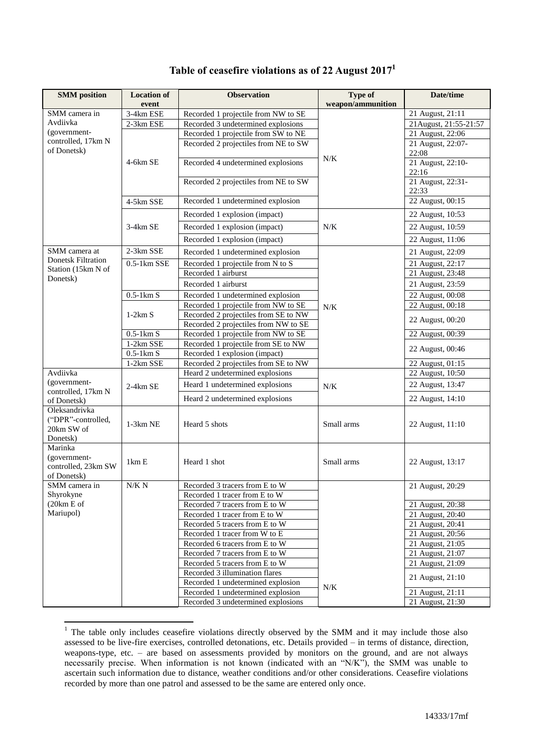# Table of ceasefire violations as of 22 August 2017[1]

| SMM position | Location of event | Observation | Type of weapon/ammunition | Date/time |
|---|---|---|---|---|
| SMM camera in Avdiivka (government-controlled, 17km N of Donetsk) | 3-4km ESE | Recorded 1 projectile from NW to SE | N/K | 21 August, 21:11 |
| | 2-3km ESE | Recorded 3 undetermined explosions | | 21August, 21:55-21:57 |
| | 4-6km SE | Recorded 1 projectile from SW to NE | | 21 August, 22:06 |
| | | Recorded 2 projectiles from NE to SW | | 21 August, 22:07-22:08 |
| | | Recorded 4 undetermined explosions | | 21 August, 22:10-22:16 |
| | | Recorded 2 projectiles from NE to SW | | 21 August, 22:31-22:33 |
| | 4-5km SSE | Recorded 1 undetermined explosion | | 22 August, 00:15 |
| | 3-4km SE | Recorded 1 explosion (impact) | N/K | 22 August, 10:53 |
| | | Recorded 1 explosion (impact) | | 22 August, 10:59 |
| | | Recorded 1 explosion (impact) | | 22 August, 11:06 |
| SMM camera at Donetsk Filtration Station (15km N of Donetsk) | 2-3km SSE | Recorded 1 undetermined explosion | N/K | 21 August, 22:09 |
| | 0.5-1km SSE | Recorded 1 projectile from N to S | | 21 August, 22:17 |
| | | Recorded 1 airburst | | 21 August, 23:48 |
| | | Recorded 1 airburst | | 21 August, 23:59 |
| | 0.5-1km S | Recorded 1 undetermined explosion | | 22 August, 00:08 |
| | 1-2km S | Recorded 1 projectile from NW to SE | | 22 August, 00:18 |
| | | Recorded 2 projectiles from SE to NW | | 22 August, 00:20 |
| | | Recorded 2 projectiles from NW to SE | | |
| | 0.5-1km S | Recorded 1 projectile from NW to SE | | 22 August, 00:39 |
| | 1-2km SSE | Recorded 1 projectile from SE to NW | | 22 August, 00:46 |
| | 0.5-1km S | Recorded 1 explosion (impact) | | |
| | 1-2km SSE | Recorded 2 projectiles from SE to NW | | 22 August, 01:15 |
| Avdiivka (government-controlled, 17km N of Donetsk) | 2-4km SE | Heard 2 undetermined explosions | N/K | 22 August, 10:50 |
| | | Heard 1 undetermined explosions | | 22 August, 13:47 |
| | | Heard 2 undetermined explosions | | 22 August, 14:10 |
| Oleksandrivka ("DPR"-controlled, 20km SW of Donetsk) | 1-3km NE | Heard 5 shots | Small arms | 22 August, 11:10 |
| Marinka (government-controlled, 23km SW of Donetsk) | 1km E | Heard 1 shot | Small arms | 22 August, 13:17 |
| SMM camera in Shyrokyne (20km E of Mariupol) | N/K N | Recorded 3 tracers from E to W | N/K | 21 August, 20:29 |
| | | Recorded 1 tracer from E to W | | |
| | | Recorded 7 tracers from E to W | | 21 August, 20:38 |
| | | Recorded 1 tracer from E to W | | 21 August, 20:40 |
| | | Recorded 5 tracers from E to W | | 21 August, 20:41 |
| | | Recorded 1 tracer from W to E | | 21 August, 20:56 |
| | | Recorded 6 tracers from E to W | | 21 August, 21:05 |
| | | Recorded 7 tracers from E to W | | 21 August, 21:07 |
| | | Recorded 5 tracers from E to W | | 21 August, 21:09 |
| | | Recorded 3 illumination flares | | 21 August, 21:10 |
| | | Recorded 1 undetermined explosion | | |
| | | Recorded 1 undetermined explosion | | 21 August, 21:11 |
| | | Recorded 3 undetermined explosions | | 21 August, 21:30 |

[1] The table only includes ceasefire violations directly observed by the SMM and it may include those also assessed to be live-fire exercises, controlled detonations, etc. Details provided – in terms of distance, direction, weapons-type, etc. – are based on assessments provided by monitors on the ground, and are not always necessarily precise. When information is not known (indicated with an "N/K"), the SMM was unable to ascertain such information due to distance, weather conditions and/or other considerations. Ceasefire violations recorded by more than one patrol and assessed to be the same are entered only once.

14333/17mf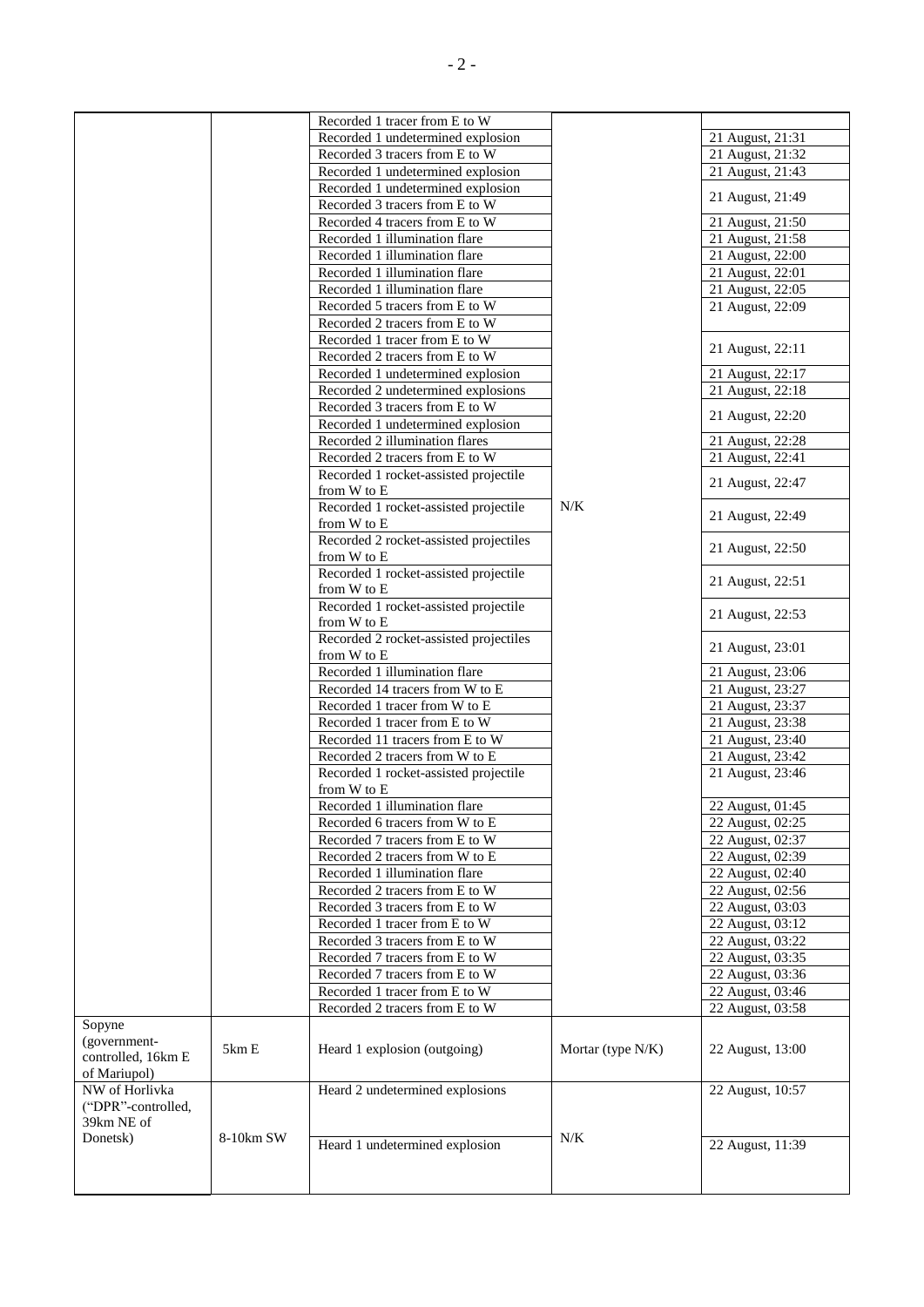| | | | | |
|---|---|---|---|---|
| | | Recorded 1 tracer from E to W | N/K | |
| | | Recorded 1 undetermined explosion | | 21 August, 21:31 |
| | | Recorded 3 tracers from E to W | | 21 August, 21:32 |
| | | Recorded 1 undetermined explosion | | 21 August, 21:43 |
| | | Recorded 1 undetermined explosion<br>Recorded 3 tracers from E to W | | 21 August, 21:49 |
| | | Recorded 4 tracers from E to W | | 21 August, 21:50 |
| | | Recorded 1 illumination flare | | 21 August, 21:58 |
| | | Recorded 1 illumination flare | | 21 August, 22:00 |
| | | Recorded 1 illumination flare | | 21 August, 22:01 |
| | | Recorded 1 illumination flare | | 21 August, 22:05 |
| | | Recorded 5 tracers from E to W<br>Recorded 2 tracers from E to W | | 21 August, 22:09 |
| | | Recorded 1 tracer from E to W<br>Recorded 2 tracers from E to W | | 21 August, 22:11 |
| | | Recorded 1 undetermined explosion | | 21 August, 22:17 |
| | | Recorded 2 undetermined explosions | | 21 August, 22:18 |
| | | Recorded 3 tracers from E to W<br>Recorded 1 undetermined explosion | | 21 August, 22:20 |
| | | Recorded 2 illumination flares | | 21 August, 22:28 |
| | | Recorded 2 tracers from E to W | | 21 August, 22:41 |
| | | Recorded 1 rocket-assisted projectile from W to E | | 21 August, 22:47 |
| | | Recorded 1 rocket-assisted projectile from W to E | | 21 August, 22:49 |
| | | Recorded 2 rocket-assisted projectiles from W to E | | 21 August, 22:50 |
| | | Recorded 1 rocket-assisted projectile from W to E | | 21 August, 22:51 |
| | | Recorded 1 rocket-assisted projectile from W to E | | 21 August, 22:53 |
| | | Recorded 2 rocket-assisted projectiles from W to E | | 21 August, 23:01 |
| | | Recorded 1 illumination flare | | 21 August, 23:06 |
| | | Recorded 14 tracers from W to E | | 21 August, 23:27 |
| | | Recorded 1 tracer from W to E | | 21 August, 23:37 |
| | | Recorded 1 tracer from E to W | | 21 August, 23:38 |
| | | Recorded 11 tracers from E to W | | 21 August, 23:40 |
| | | Recorded 2 tracers from W to E | | 21 August, 23:42 |
| | | Recorded 1 rocket-assisted projectile from W to E | | 21 August, 23:46 |
| | | Recorded 1 illumination flare | | 22 August, 01:45 |
| | | Recorded 6 tracers from W to E | | 22 August, 02:25 |
| | | Recorded 7 tracers from E to W | | 22 August, 02:37 |
| | | Recorded 2 tracers from W to E | | 22 August, 02:39 |
| | | Recorded 1 illumination flare | | 22 August, 02:40 |
| | | Recorded 2 tracers from E to W | | 22 August, 02:56 |
| | | Recorded 3 tracers from E to W | | 22 August, 03:03 |
| | | Recorded 1 tracer from E to W | | 22 August, 03:12 |
| | | Recorded 3 tracers from E to W | | 22 August, 03:22 |
| | | Recorded 7 tracers from E to W | | 22 August, 03:35 |
| | | Recorded 7 tracers from E to W | | 22 August, 03:36 |
| | | Recorded 1 tracer from E to W | | 22 August, 03:46 |
| | | Recorded 2 tracers from E to W | | 22 August, 03:58 |
| Sopyne (government-controlled, 16km E of Mariupol) | 5km E | Heard 1 explosion (outgoing) | Mortar (type N/K) | 22 August, 13:00 |
| NW of Horlivka ("DPR"-controlled, 39km NE of Donetsk) | 8-10km SW | Heard 2 undetermined explosions | N/K | 22 August, 10:57 |
| | | Heard 1 undetermined explosion | | 22 August, 11:39 |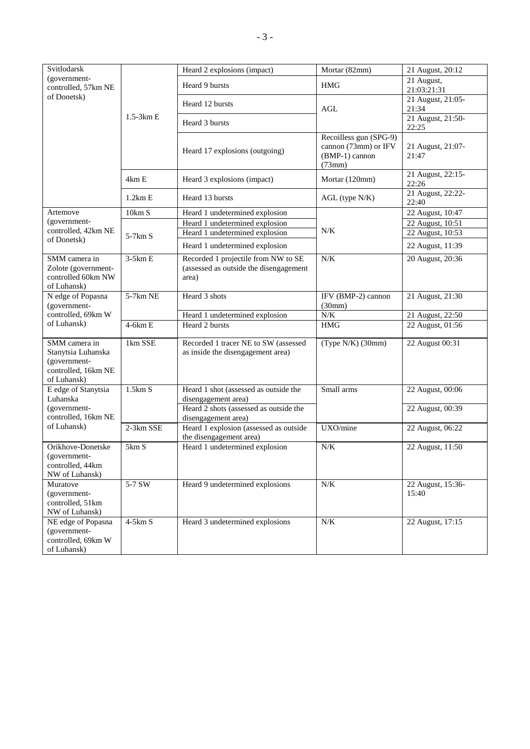| Svitlodarsk (government-controlled, 57km NE of Donetsk) | 1.5-3km E | Heard 2 explosions (impact) | Mortar (82mm) | 21 August, 20:12 |
|---|---|---|---|---|
| | | Heard 9 bursts | HMG | 21 August, 21:03:21:31 |
| | | Heard 12 bursts | AGL | 21 August, 21:05-21:34 |
| | | Heard 3 bursts | | 21 August, 21:50-22:25 |
| | | Heard 17 explosions (outgoing) | Recoilless gun (SPG-9) cannon (73mm) or IFV (BMP-1) cannon (73mm) | 21 August, 21:07-21:47 |
| | 4km E | Heard 3 explosions (impact) | Mortar (120mm) | 21 August, 22:15-22:26 |
| | 1.2km E | Heard 13 bursts | AGL (type N/K) | 21 August, 22:22-22:40 |
| Artemove (government-controlled, 42km NE of Donetsk) | 10km S | Heard 1 undetermined explosion | N/K | 22 August, 10:47 |
| | 5-7km S | Heard 1 undetermined explosion | | 22 August, 10:51 |
| | | Heard 1 undetermined explosion | | 22 August, 10:53 |
| | | Heard 1 undetermined explosion | | 22 August, 11:39 |
| SMM camera in Zolote (government-controlled 60km NW of Luhansk) | 3-5km E | Recorded 1 projectile from NW to SE (assessed as outside the disengagement area) | N/K | 20 August, 20:36 |
| N edge of Popasna (government-controlled, 69km W of Luhansk) | 5-7km NE | Heard 3 shots | IFV (BMP-2) cannon (30mm) | 21 August, 21:30 |
| | | Heard 1 undetermined explosion | N/K | 21 August, 22:50 |
| | 4-6km E | Heard 2 bursts | HMG | 22 August, 01:56 |
| SMM camera in Stanytsia Luhanska (government-controlled, 16km NE of Luhansk) | 1km SSE | Recorded 1 tracer NE to SW (assessed as inside the disengagement area) | (Type N/K) (30mm) | 22 August 00:31 |
| E edge of Stanytsia Luhanska (government-controlled, 16km NE of Luhansk) | 1.5km S | Heard 1 shot (assessed as outside the disengagement area) | Small arms | 22 August, 00:06 |
| | | Heard 2 shots (assessed as outside the disengagement area) | | 22 August, 00:39 |
| | 2-3km SSE | Heard 1 explosion (assessed as outside the disengagement area) | UXO/mine | 22 August, 06:22 |
| Orikhove-Donetske (government-controlled, 44km NW of Luhansk) | 5km S | Heard 1 undetermined explosion | N/K | 22 August, 11:50 |
| Muratove (government-controlled, 51km NW of Luhansk) | 5-7 SW | Heard 9 undetermined explosions | N/K | 22 August, 15:36-15:40 |
| NE edge of Popasna (government-controlled, 69km W of Luhansk) | 4-5km S | Heard 3 undetermined explosions | N/K | 22 August, 17:15 |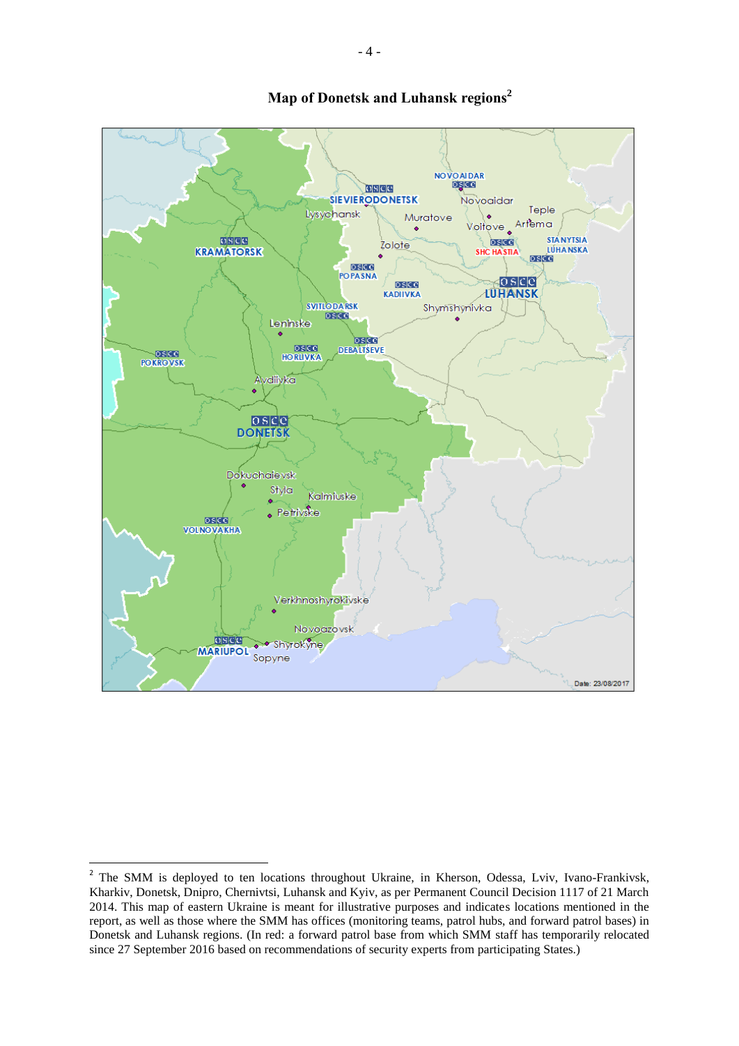# Map of Donetsk and Luhansk regions[2]

NOVOAIDAR
SIEVIERODONETSK
Novoaidar
Lysychansk
Muratove
Teple
Voitove
Artema
KRAMATORSK
Zolote
STANYTSIA LUHANSKA
SHCHASTIA
POPASNA
KADIIVKA
LUHANSK
SVITLODARSK
Shymshynivka
Leninske
HORLIVKA
DEBALTSEVE
POKROVSK
Avdiivka
DONETSK
Dokuchaievsk
Styla
Kalmiuske
Petrivske
VOLNOVAKHA
Verkhnoshyrokivske
Novoazovsk
MARIUPOL
Shyrokyne
Sopyne
Date: 23/08/2017

---

[2] The SMM is deployed to ten locations throughout Ukraine, in Kherson, Odessa, Lviv, Ivano-Frankivsk, Kharkiv, Donetsk, Dnipro, Chernivtsi, Luhansk and Kyiv, as per Permanent Council Decision 1117 of 21 March 2014. This map of eastern Ukraine is meant for illustrative purposes and indicates locations mentioned in the report, as well as those where the SMM has offices (monitoring teams, patrol hubs, and forward patrol bases) in Donetsk and Luhansk regions. (In red: a forward patrol base from which SMM staff has temporarily relocated since 27 September 2016 based on recommendations of security experts from participating States.)